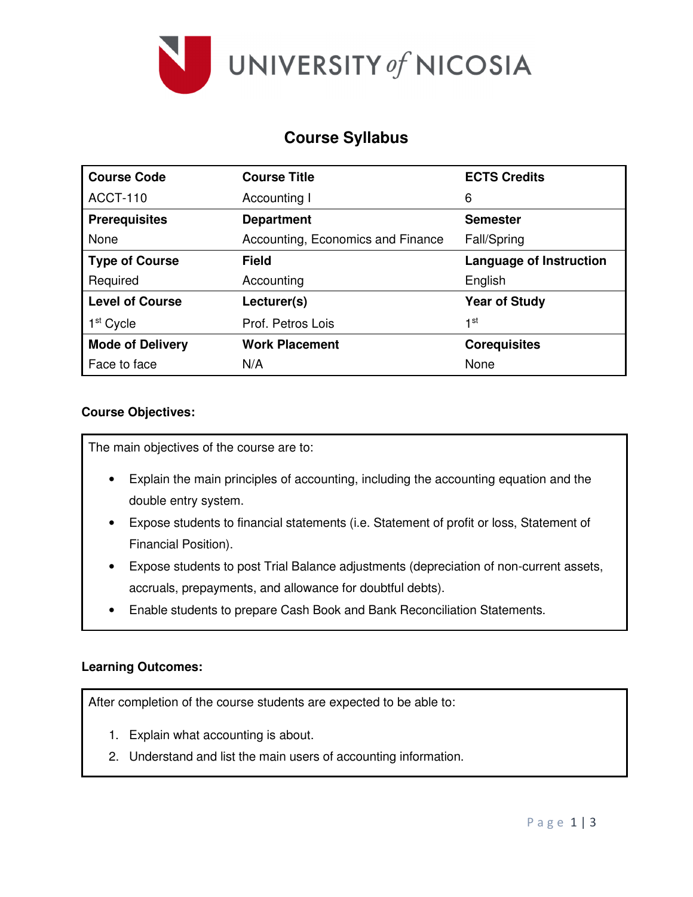# Course Syllabus

| Course Code | Course Title | ECTS Credits |
|---|---|---|
| ACCT-110 | Accounting I | 6 |
| **Prerequisites** | **Department** | **Semester** |
| None | Accounting, Economics and Finance | Fall/Spring |
| **Type of Course** | **Field** | **Language of Instruction** |
| Required | Accounting | English |
| **Level of Course** | **Lecturer(s)** | **Year of Study** |
| 1st Cycle | Prof. Petros Lois | 1st |
| **Mode of Delivery** | **Work Placement** | **Corequisites** |
| Face to face | N/A | None |

**Course Objectives:**

The main objectives of the course are to:

- Explain the main principles of accounting, including the accounting equation and the double entry system.
- Expose students to financial statements (i.e. Statement of profit or loss, Statement of Financial Position).
- Expose students to post Trial Balance adjustments (depreciation of non-current assets, accruals, prepayments, and allowance for doubtful debts).
- Enable students to prepare Cash Book and Bank Reconciliation Statements.

**Learning Outcomes:**

After completion of the course students are expected to be able to:

1. Explain what accounting is about.
2. Understand and list the main users of accounting information.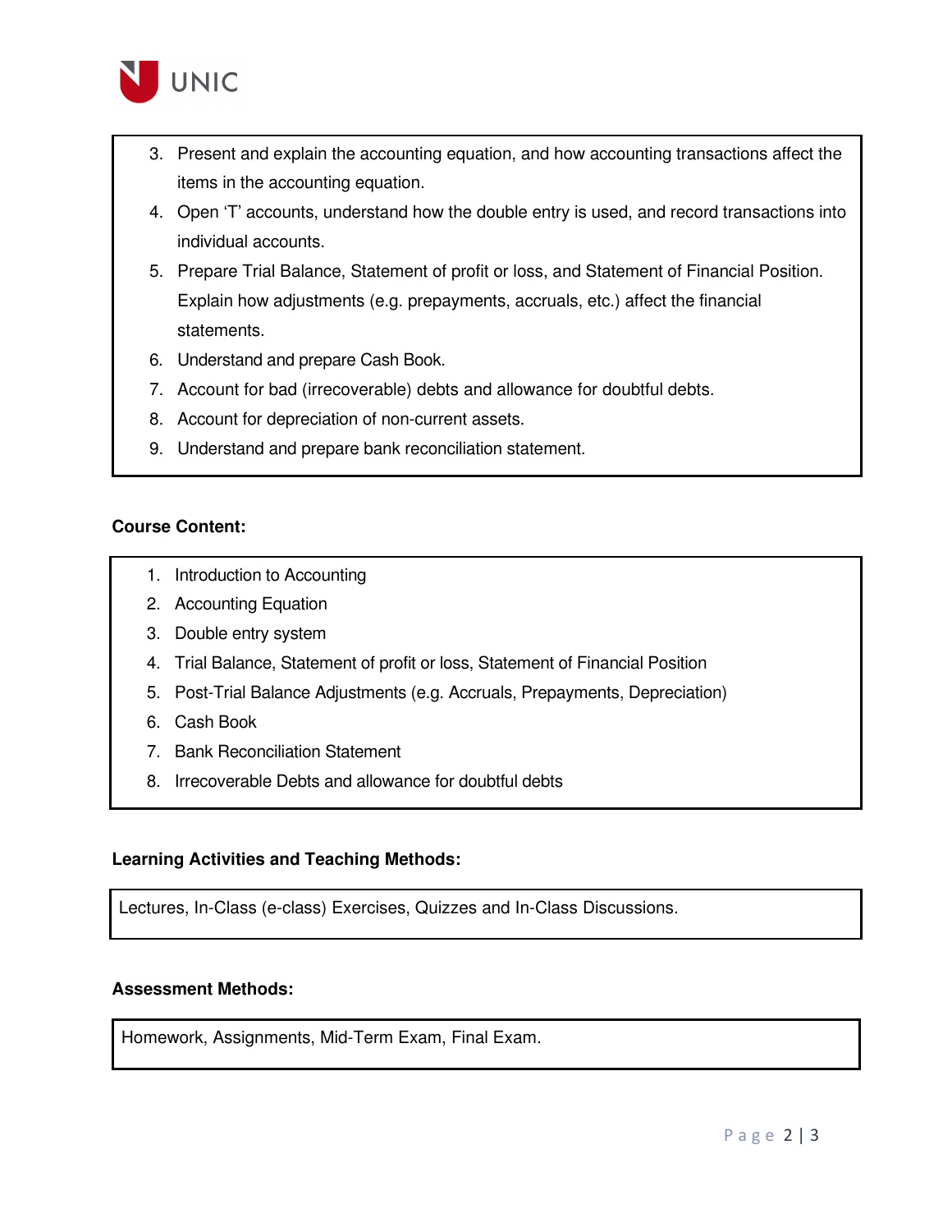3. Present and explain the accounting equation, and how accounting transactions affect the items in the accounting equation.
4. Open 'T' accounts, understand how the double entry is used, and record transactions into individual accounts.
5. Prepare Trial Balance, Statement of profit or loss, and Statement of Financial Position. Explain how adjustments (e.g. prepayments, accruals, etc.) affect the financial statements.
6. Understand and prepare Cash Book.
7. Account for bad (irrecoverable) debts and allowance for doubtful debts.
8. Account for depreciation of non-current assets.
9. Understand and prepare bank reconciliation statement.

**Course Content:**

1. Introduction to Accounting
2. Accounting Equation
3. Double entry system
4. Trial Balance, Statement of profit or loss, Statement of Financial Position
5. Post-Trial Balance Adjustments (e.g. Accruals, Prepayments, Depreciation)
6. Cash Book
7. Bank Reconciliation Statement
8. Irrecoverable Debts and allowance for doubtful debts

**Learning Activities and Teaching Methods:**

Lectures, In-Class (e-class) Exercises, Quizzes and In-Class Discussions.

**Assessment Methods:**

Homework, Assignments, Mid-Term Exam, Final Exam.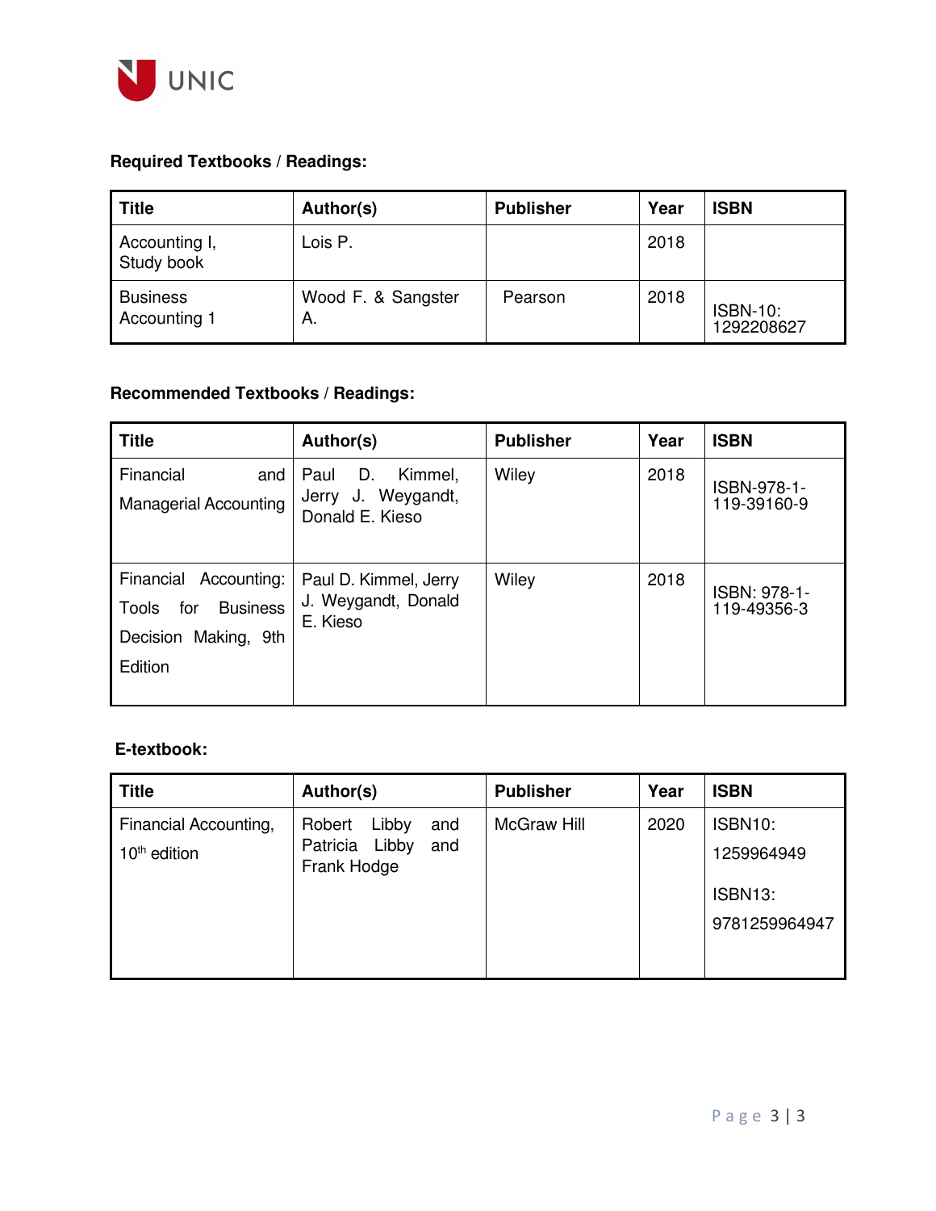**Required Textbooks / Readings:**

| Title | Author(s) | Publisher | Year | ISBN |
|---|---|---|---|---|
| Accounting I, Study book | Lois P. | | 2018 | |
| Business Accounting 1 | Wood F. & Sangster A. | Pearson | 2018 | ISBN-10: 1292208627 |

**Recommended Textbooks / Readings:**

| Title | Author(s) | Publisher | Year | ISBN |
|---|---|---|---|---|
| Financial and Managerial Accounting | Paul D. Kimmel, Jerry J. Weygandt, Donald E. Kieso | Wiley | 2018 | ISBN-978-1-119-39160-9 |
| Financial Accounting: Tools for Business Decision Making, 9th Edition | Paul D. Kimmel, Jerry J. Weygandt, Donald E. Kieso | Wiley | 2018 | ISBN: 978-1-119-49356-3 |

**E-textbook:**

| Title | Author(s) | Publisher | Year | ISBN |
|---|---|---|---|---|
| Financial Accounting, 10th edition | Robert Libby and Patricia Libby and Frank Hodge | McGraw Hill | 2020 | ISBN10: 1259964949 ISBN13: 9781259964947 |